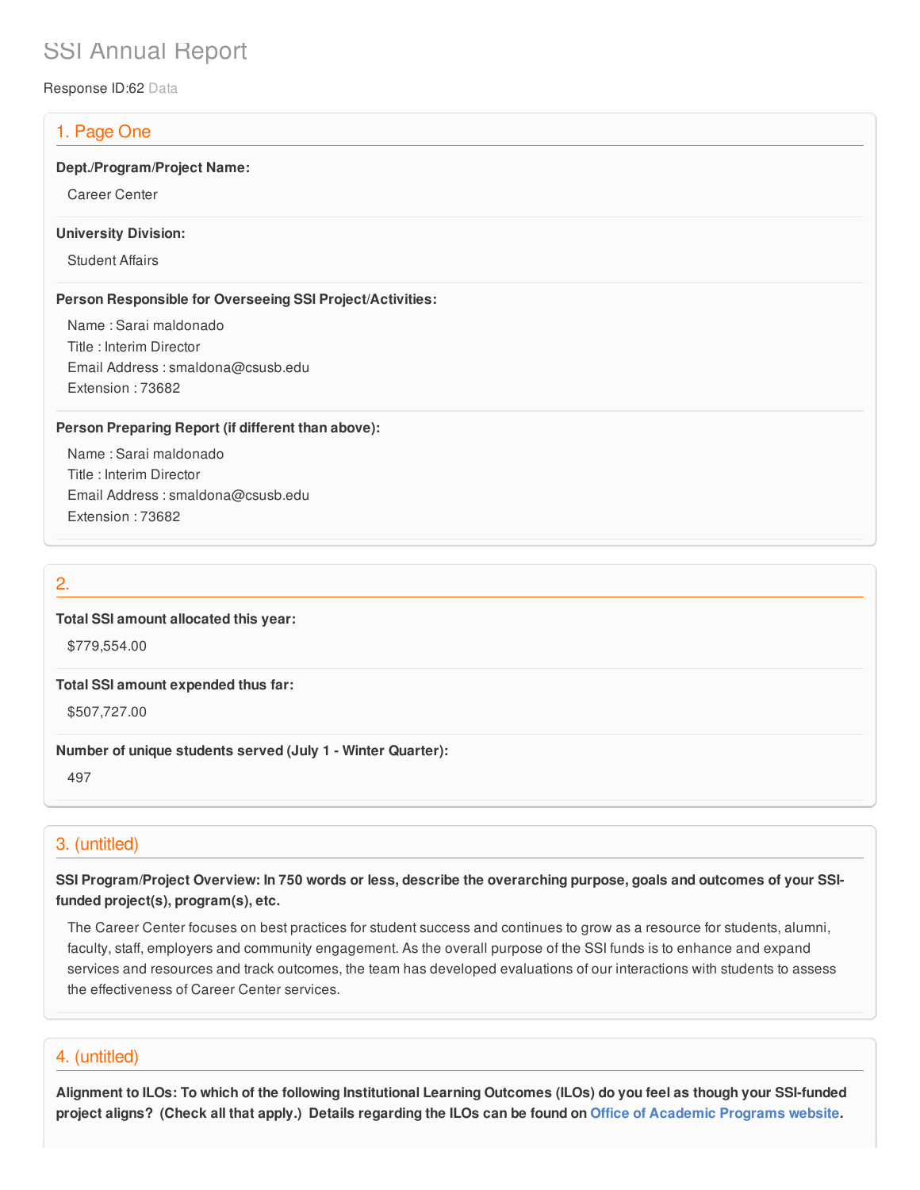# SSI Annual Report

Response ID:62 Data

## 1. Page One

**Dept./Program/Project Name:**

Career Center

**University Division:**

Student Affairs

**Person Responsible for Overseeing SSI Project/Activities:**

Name : Sarai maldonado
Title : Interim Director
Email Address : smaldona@csusb.edu
Extension : 73682

**Person Preparing Report (if different than above):**

Name : Sarai maldonado
Title : Interim Director
Email Address : smaldona@csusb.edu
Extension : 73682

## 2.

**Total SSI amount allocated this year:**

$779,554.00

**Total SSI amount expended thus far:**

$507,727.00

**Number of unique students served (July 1 - Winter Quarter):**

497

## 3. (untitled)

**SSI Program/Project Overview: In 750 words or less, describe the overarching purpose, goals and outcomes of your SSI-funded project(s), program(s), etc.**

The Career Center focuses on best practices for student success and continues to grow as a resource for students, alumni, faculty, staff, employers and community engagement. As the overall purpose of the SSI funds is to enhance and expand services and resources and track outcomes, the team has developed evaluations of our interactions with students to assess the effectiveness of Career Center services.

## 4. (untitled)

**Alignment to ILOs: To which of the following Institutional Learning Outcomes (ILOs) do you feel as though your SSI-funded project aligns? (Check all that apply.) Details regarding the ILOs can be found on Office of Academic Programs website.**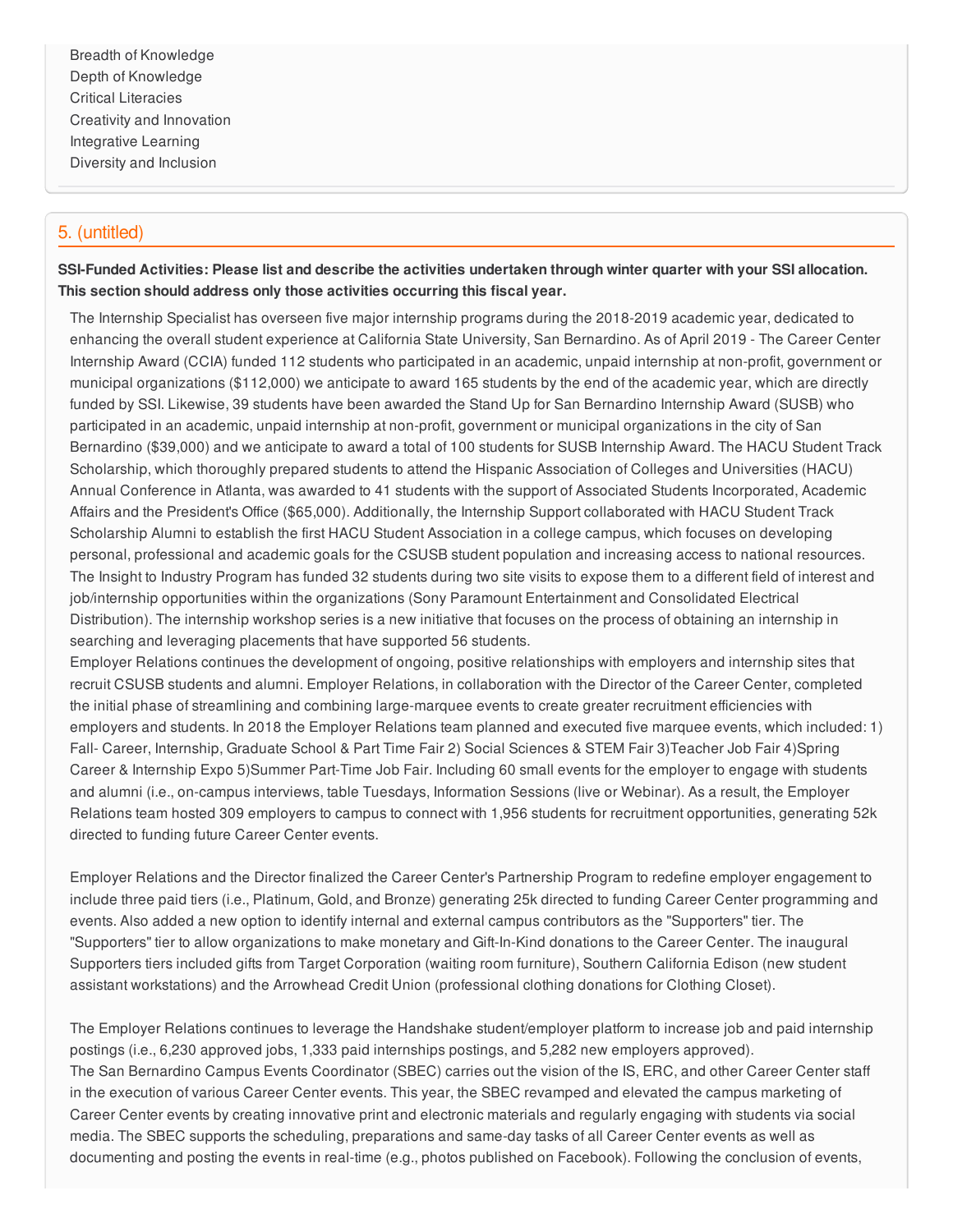Breadth of Knowledge
Depth of Knowledge
Critical Literacies
Creativity and Innovation
Integrative Learning
Diversity and Inclusion

## 5. (untitled)

**SSI-Funded Activities: Please list and describe the activities undertaken through winter quarter with your SSI allocation. This section should address only those activities occurring this fiscal year.**

The Internship Specialist has overseen five major internship programs during the 2018-2019 academic year, dedicated to enhancing the overall student experience at California State University, San Bernardino. As of April 2019 - The Career Center Internship Award (CCIA) funded 112 students who participated in an academic, unpaid internship at non-profit, government or municipal organizations ($112,000) we anticipate to award 165 students by the end of the academic year, which are directly funded by SSI. Likewise, 39 students have been awarded the Stand Up for San Bernardino Internship Award (SUSB) who participated in an academic, unpaid internship at non-profit, government or municipal organizations in the city of San Bernardino ($39,000) and we anticipate to award a total of 100 students for SUSB Internship Award. The HACU Student Track Scholarship, which thoroughly prepared students to attend the Hispanic Association of Colleges and Universities (HACU) Annual Conference in Atlanta, was awarded to 41 students with the support of Associated Students Incorporated, Academic Affairs and the President's Office ($65,000). Additionally, the Internship Support collaborated with HACU Student Track Scholarship Alumni to establish the first HACU Student Association in a college campus, which focuses on developing personal, professional and academic goals for the CSUSB student population and increasing access to national resources. The Insight to Industry Program has funded 32 students during two site visits to expose them to a different field of interest and job/internship opportunities within the organizations (Sony Paramount Entertainment and Consolidated Electrical Distribution). The internship workshop series is a new initiative that focuses on the process of obtaining an internship in searching and leveraging placements that have supported 56 students.
Employer Relations continues the development of ongoing, positive relationships with employers and internship sites that recruit CSUSB students and alumni. Employer Relations, in collaboration with the Director of the Career Center, completed the initial phase of streamlining and combining large-marquee events to create greater recruitment efficiencies with employers and students. In 2018 the Employer Relations team planned and executed five marquee events, which included: 1) Fall- Career, Internship, Graduate School & Part Time Fair 2) Social Sciences & STEM Fair 3)Teacher Job Fair 4)Spring Career & Internship Expo 5)Summer Part-Time Job Fair. Including 60 small events for the employer to engage with students and alumni (i.e., on-campus interviews, table Tuesdays, Information Sessions (live or Webinar). As a result, the Employer Relations team hosted 309 employers to campus to connect with 1,956 students for recruitment opportunities, generating 52k directed to funding future Career Center events.

Employer Relations and the Director finalized the Career Center's Partnership Program to redefine employer engagement to include three paid tiers (i.e., Platinum, Gold, and Bronze) generating 25k directed to funding Career Center programming and events. Also added a new option to identify internal and external campus contributors as the "Supporters" tier. The "Supporters" tier to allow organizations to make monetary and Gift-In-Kind donations to the Career Center. The inaugural Supporters tiers included gifts from Target Corporation (waiting room furniture), Southern California Edison (new student assistant workstations) and the Arrowhead Credit Union (professional clothing donations for Clothing Closet).

The Employer Relations continues to leverage the Handshake student/employer platform to increase job and paid internship postings (i.e., 6,230 approved jobs, 1,333 paid internships postings, and 5,282 new employers approved).
The San Bernardino Campus Events Coordinator (SBEC) carries out the vision of the IS, ERC, and other Career Center staff in the execution of various Career Center events. This year, the SBEC revamped and elevated the campus marketing of Career Center events by creating innovative print and electronic materials and regularly engaging with students via social media. The SBEC supports the scheduling, preparations and same-day tasks of all Career Center events as well as documenting and posting the events in real-time (e.g., photos published on Facebook). Following the conclusion of events,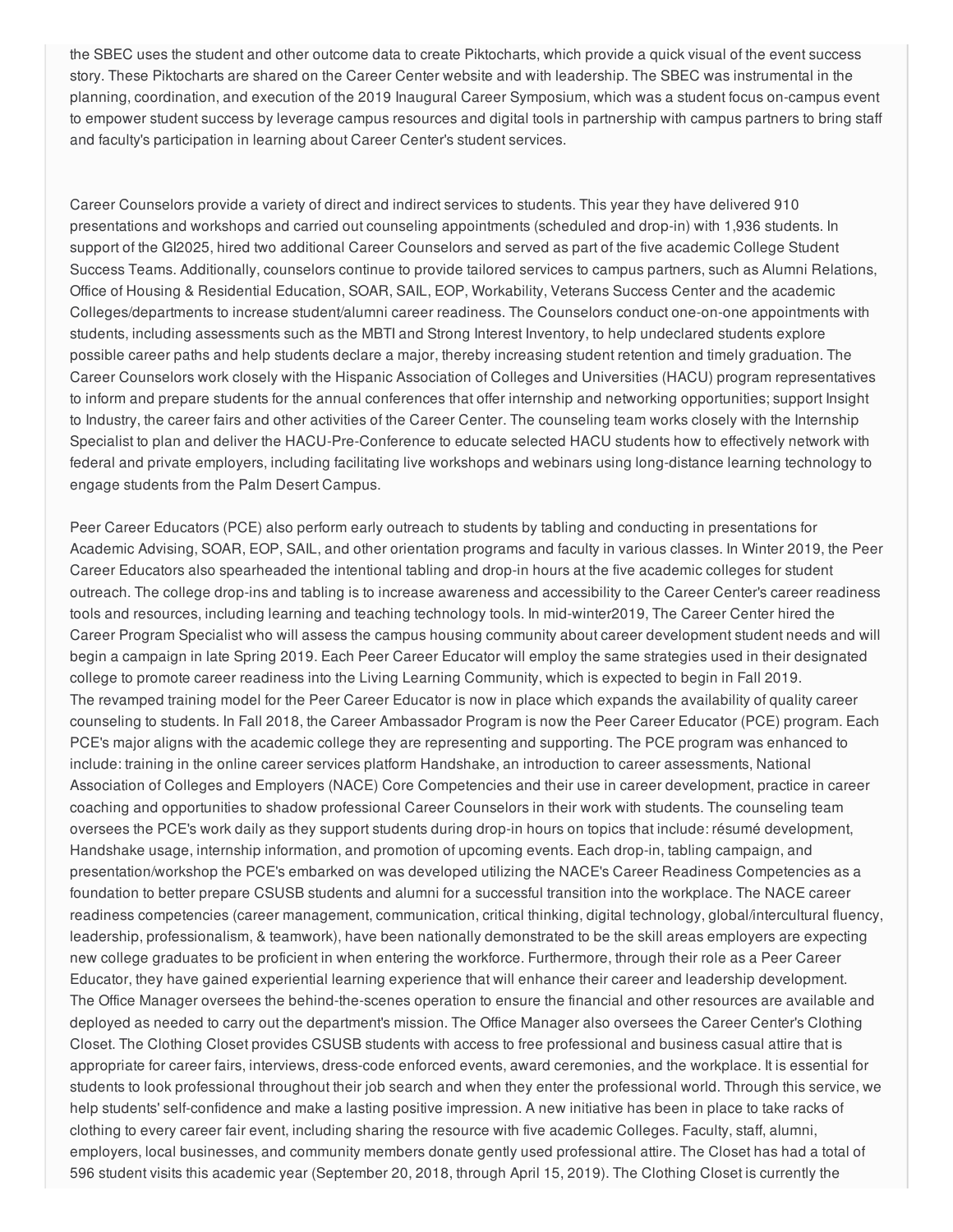the SBEC uses the student and other outcome data to create Piktocharts, which provide a quick visual of the event success story. These Piktocharts are shared on the Career Center website and with leadership. The SBEC was instrumental in the planning, coordination, and execution of the 2019 Inaugural Career Symposium, which was a student focus on-campus event to empower student success by leverage campus resources and digital tools in partnership with campus partners to bring staff and faculty's participation in learning about Career Center's student services.

Career Counselors provide a variety of direct and indirect services to students. This year they have delivered 910 presentations and workshops and carried out counseling appointments (scheduled and drop-in) with 1,936 students. In support of the GI2025, hired two additional Career Counselors and served as part of the five academic College Student Success Teams. Additionally, counselors continue to provide tailored services to campus partners, such as Alumni Relations, Office of Housing & Residential Education, SOAR, SAIL, EOP, Workability, Veterans Success Center and the academic Colleges/departments to increase student/alumni career readiness. The Counselors conduct one-on-one appointments with students, including assessments such as the MBTI and Strong Interest Inventory, to help undeclared students explore possible career paths and help students declare a major, thereby increasing student retention and timely graduation. The Career Counselors work closely with the Hispanic Association of Colleges and Universities (HACU) program representatives to inform and prepare students for the annual conferences that offer internship and networking opportunities; support Insight to Industry, the career fairs and other activities of the Career Center. The counseling team works closely with the Internship Specialist to plan and deliver the HACU-Pre-Conference to educate selected HACU students how to effectively network with federal and private employers, including facilitating live workshops and webinars using long-distance learning technology to engage students from the Palm Desert Campus.

Peer Career Educators (PCE) also perform early outreach to students by tabling and conducting in presentations for Academic Advising, SOAR, EOP, SAIL, and other orientation programs and faculty in various classes. In Winter 2019, the Peer Career Educators also spearheaded the intentional tabling and drop-in hours at the five academic colleges for student outreach. The college drop-ins and tabling is to increase awareness and accessibility to the Career Center's career readiness tools and resources, including learning and teaching technology tools. In mid-winter2019, The Career Center hired the Career Program Specialist who will assess the campus housing community about career development student needs and will begin a campaign in late Spring 2019. Each Peer Career Educator will employ the same strategies used in their designated college to promote career readiness into the Living Learning Community, which is expected to begin in Fall 2019.
The revamped training model for the Peer Career Educator is now in place which expands the availability of quality career counseling to students. In Fall 2018, the Career Ambassador Program is now the Peer Career Educator (PCE) program. Each PCE's major aligns with the academic college they are representing and supporting. The PCE program was enhanced to include: training in the online career services platform Handshake, an introduction to career assessments, National Association of Colleges and Employers (NACE) Core Competencies and their use in career development, practice in career coaching and opportunities to shadow professional Career Counselors in their work with students. The counseling team oversees the PCE's work daily as they support students during drop-in hours on topics that include: résumé development, Handshake usage, internship information, and promotion of upcoming events. Each drop-in, tabling campaign, and presentation/workshop the PCE's embarked on was developed utilizing the NACE's Career Readiness Competencies as a foundation to better prepare CSUSB students and alumni for a successful transition into the workplace. The NACE career readiness competencies (career management, communication, critical thinking, digital technology, global/intercultural fluency, leadership, professionalism, & teamwork), have been nationally demonstrated to be the skill areas employers are expecting new college graduates to be proficient in when entering the workforce. Furthermore, through their role as a Peer Career Educator, they have gained experiential learning experience that will enhance their career and leadership development.
The Office Manager oversees the behind-the-scenes operation to ensure the financial and other resources are available and deployed as needed to carry out the department's mission. The Office Manager also oversees the Career Center's Clothing Closet. The Clothing Closet provides CSUSB students with access to free professional and business casual attire that is appropriate for career fairs, interviews, dress-code enforced events, award ceremonies, and the workplace. It is essential for students to look professional throughout their job search and when they enter the professional world. Through this service, we help students' self-confidence and make a lasting positive impression. A new initiative has been in place to take racks of clothing to every career fair event, including sharing the resource with five academic Colleges. Faculty, staff, alumni, employers, local businesses, and community members donate gently used professional attire. The Closet has had a total of 596 student visits this academic year (September 20, 2018, through April 15, 2019). The Clothing Closet is currently the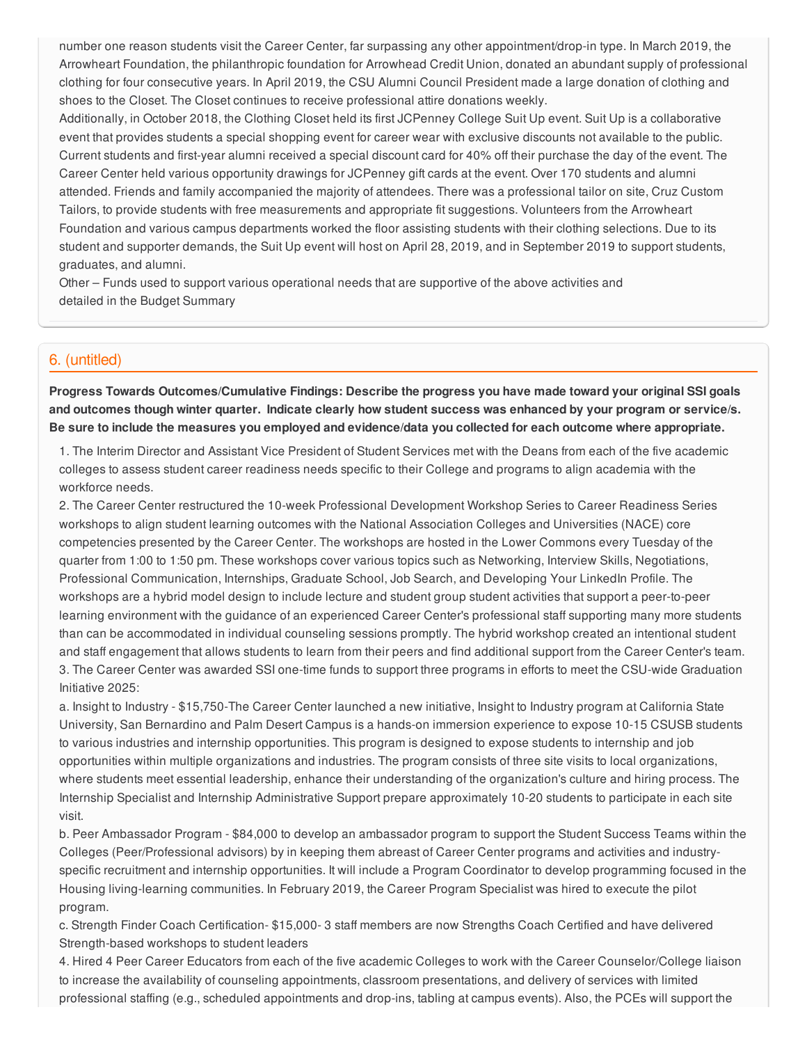number one reason students visit the Career Center, far surpassing any other appointment/drop-in type. In March 2019, the Arrowheart Foundation, the philanthropic foundation for Arrowhead Credit Union, donated an abundant supply of professional clothing for four consecutive years. In April 2019, the CSU Alumni Council President made a large donation of clothing and shoes to the Closet. The Closet continues to receive professional attire donations weekly.

Additionally, in October 2018, the Clothing Closet held its first JCPenney College Suit Up event. Suit Up is a collaborative event that provides students a special shopping event for career wear with exclusive discounts not available to the public. Current students and first-year alumni received a special discount card for 40% off their purchase the day of the event. The Career Center held various opportunity drawings for JCPenney gift cards at the event. Over 170 students and alumni attended. Friends and family accompanied the majority of attendees. There was a professional tailor on site, Cruz Custom Tailors, to provide students with free measurements and appropriate fit suggestions. Volunteers from the Arrowheart Foundation and various campus departments worked the floor assisting students with their clothing selections. Due to its student and supporter demands, the Suit Up event will host on April 28, 2019, and in September 2019 to support students, graduates, and alumni.

Other – Funds used to support various operational needs that are supportive of the above activities and detailed in the Budget Summary

## 6. (untitled)

**Progress Towards Outcomes/Cumulative Findings: Describe the progress you have made toward your original SSI goals and outcomes though winter quarter. Indicate clearly how student success was enhanced by your program or service/s. Be sure to include the measures you employed and evidence/data you collected for each outcome where appropriate.**

1. The Interim Director and Assistant Vice President of Student Services met with the Deans from each of the five academic colleges to assess student career readiness needs specific to their College and programs to align academia with the workforce needs.
2. The Career Center restructured the 10-week Professional Development Workshop Series to Career Readiness Series workshops to align student learning outcomes with the National Association Colleges and Universities (NACE) core competencies presented by the Career Center. The workshops are hosted in the Lower Commons every Tuesday of the quarter from 1:00 to 1:50 pm. These workshops cover various topics such as Networking, Interview Skills, Negotiations, Professional Communication, Internships, Graduate School, Job Search, and Developing Your LinkedIn Profile. The workshops are a hybrid model design to include lecture and student group student activities that support a peer-to-peer learning environment with the guidance of an experienced Career Center's professional staff supporting many more students than can be accommodated in individual counseling sessions promptly. The hybrid workshop created an intentional student and staff engagement that allows students to learn from their peers and find additional support from the Career Center's team.
3. The Career Center was awarded SSI one-time funds to support three programs in efforts to meet the CSU-wide Graduation Initiative 2025:

a. Insight to Industry - $15,750-The Career Center launched a new initiative, Insight to Industry program at California State University, San Bernardino and Palm Desert Campus is a hands-on immersion experience to expose 10-15 CSUSB students to various industries and internship opportunities. This program is designed to expose students to internship and job opportunities within multiple organizations and industries. The program consists of three site visits to local organizations, where students meet essential leadership, enhance their understanding of the organization's culture and hiring process. The Internship Specialist and Internship Administrative Support prepare approximately 10-20 students to participate in each site visit.

b. Peer Ambassador Program - $84,000 to develop an ambassador program to support the Student Success Teams within the Colleges (Peer/Professional advisors) by in keeping them abreast of Career Center programs and activities and industry-specific recruitment and internship opportunities. It will include a Program Coordinator to develop programming focused in the Housing living-learning communities. In February 2019, the Career Program Specialist was hired to execute the pilot program.

c. Strength Finder Coach Certification- $15,000- 3 staff members are now Strengths Coach Certified and have delivered Strength-based workshops to student leaders

4. Hired 4 Peer Career Educators from each of the five academic Colleges to work with the Career Counselor/College liaison to increase the availability of counseling appointments, classroom presentations, and delivery of services with limited professional staffing (e.g., scheduled appointments and drop-ins, tabling at campus events). Also, the PCEs will support the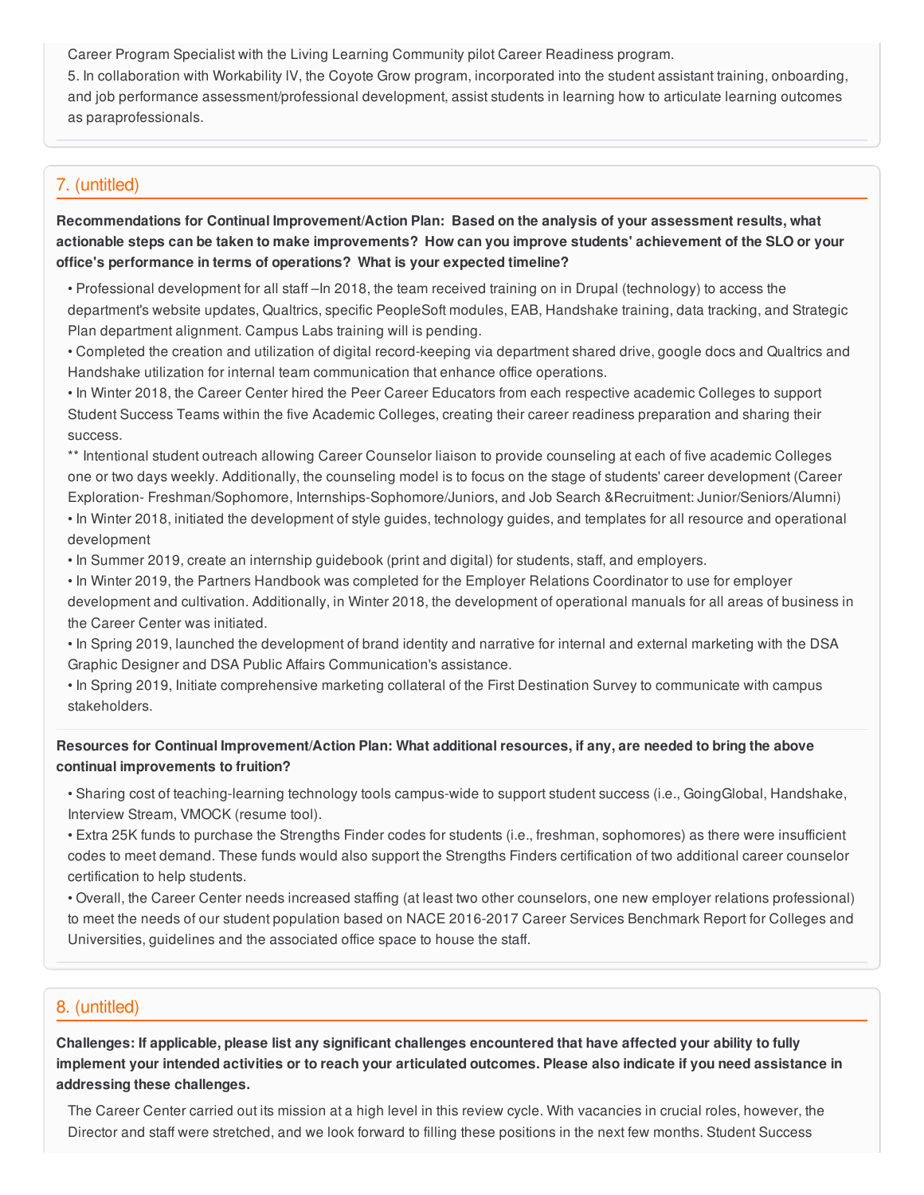Career Program Specialist with the Living Learning Community pilot Career Readiness program.

5. In collaboration with Workability IV, the Coyote Grow program, incorporated into the student assistant training, onboarding, and job performance assessment/professional development, assist students in learning how to articulate learning outcomes as paraprofessionals.

## 7. (untitled)

**Recommendations for Continual Improvement/Action Plan: Based on the analysis of your assessment results, what actionable steps can be taken to make improvements? How can you improve students' achievement of the SLO or your office's performance in terms of operations? What is your expected timeline?**

• Professional development for all staff –In 2018, the team received training on in Drupal (technology) to access the department's website updates, Qualtrics, specific PeopleSoft modules, EAB, Handshake training, data tracking, and Strategic Plan department alignment. Campus Labs training will is pending.
• Completed the creation and utilization of digital record-keeping via department shared drive, google docs and Qualtrics and Handshake utilization for internal team communication that enhance office operations.
• In Winter 2018, the Career Center hired the Peer Career Educators from each respective academic Colleges to support Student Success Teams within the five Academic Colleges, creating their career readiness preparation and sharing their success.
** Intentional student outreach allowing Career Counselor liaison to provide counseling at each of five academic Colleges one or two days weekly. Additionally, the counseling model is to focus on the stage of students' career development (Career Exploration- Freshman/Sophomore, Internships-Sophomore/Juniors, and Job Search &Recruitment: Junior/Seniors/Alumni)
• In Winter 2018, initiated the development of style guides, technology guides, and templates for all resource and operational development
• In Summer 2019, create an internship guidebook (print and digital) for students, staff, and employers.
• In Winter 2019, the Partners Handbook was completed for the Employer Relations Coordinator to use for employer development and cultivation. Additionally, in Winter 2018, the development of operational manuals for all areas of business in the Career Center was initiated.
• In Spring 2019, launched the development of brand identity and narrative for internal and external marketing with the DSA Graphic Designer and DSA Public Affairs Communication's assistance.
• In Spring 2019, Initiate comprehensive marketing collateral of the First Destination Survey to communicate with campus stakeholders.

**Resources for Continual Improvement/Action Plan: What additional resources, if any, are needed to bring the above continual improvements to fruition?**

• Sharing cost of teaching-learning technology tools campus-wide to support student success (i.e., GoingGlobal, Handshake, Interview Stream, VMOCK (resume tool).
• Extra 25K funds to purchase the Strengths Finder codes for students (i.e., freshman, sophomores) as there were insufficient codes to meet demand. These funds would also support the Strengths Finders certification of two additional career counselor certification to help students.
• Overall, the Career Center needs increased staffing (at least two other counselors, one new employer relations professional) to meet the needs of our student population based on NACE 2016-2017 Career Services Benchmark Report for Colleges and Universities, guidelines and the associated office space to house the staff.

## 8. (untitled)

**Challenges: If applicable, please list any significant challenges encountered that have affected your ability to fully implement your intended activities or to reach your articulated outcomes. Please also indicate if you need assistance in addressing these challenges.**

The Career Center carried out its mission at a high level in this review cycle. With vacancies in crucial roles, however, the Director and staff were stretched, and we look forward to filling these positions in the next few months. Student Success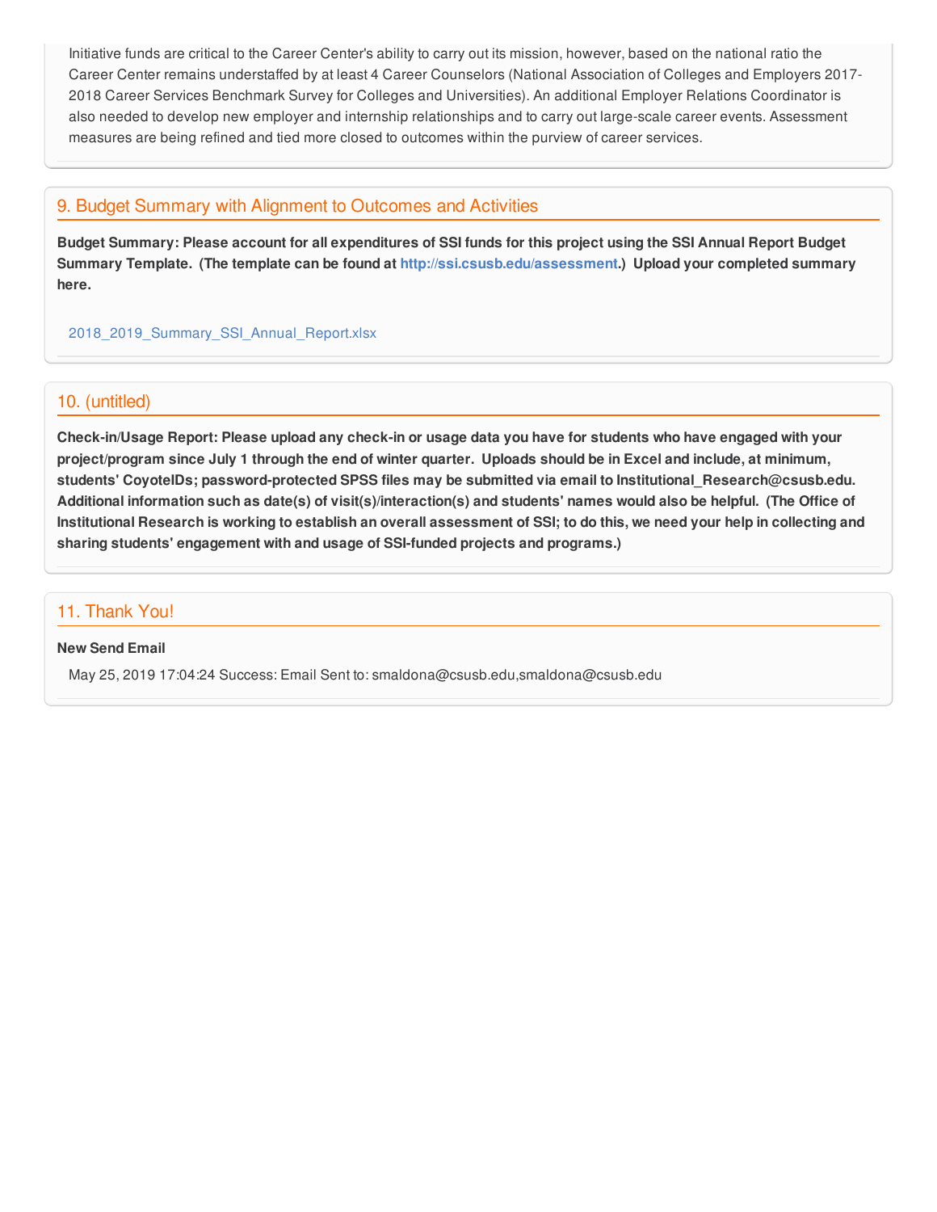Initiative funds are critical to the Career Center's ability to carry out its mission, however, based on the national ratio the Career Center remains understaffed by at least 4 Career Counselors (National Association of Colleges and Employers 2017-2018 Career Services Benchmark Survey for Colleges and Universities). An additional Employer Relations Coordinator is also needed to develop new employer and internship relationships and to carry out large-scale career events. Assessment measures are being refined and tied more closed to outcomes within the purview of career services.

## 9. Budget Summary with Alignment to Outcomes and Activities

**Budget Summary: Please account for all expenditures of SSI funds for this project using the SSI Annual Report Budget Summary Template. (The template can be found at http://ssi.csusb.edu/assessment.) Upload your completed summary here.**

2018_2019_Summary_SSI_Annual_Report.xlsx

## 10. (untitled)

**Check-in/Usage Report: Please upload any check-in or usage data you have for students who have engaged with your project/program since July 1 through the end of winter quarter. Uploads should be in Excel and include, at minimum, students' CoyoteIDs; password-protected SPSS files may be submitted via email to Institutional_Research@csusb.edu. Additional information such as date(s) of visit(s)/interaction(s) and students' names would also be helpful. (The Office of Institutional Research is working to establish an overall assessment of SSI; to do this, we need your help in collecting and sharing students' engagement with and usage of SSI-funded projects and programs.)**

## 11. Thank You!

**New Send Email**

May 25, 2019 17:04:24 Success: Email Sent to: smaldona@csusb.edu,smaldona@csusb.edu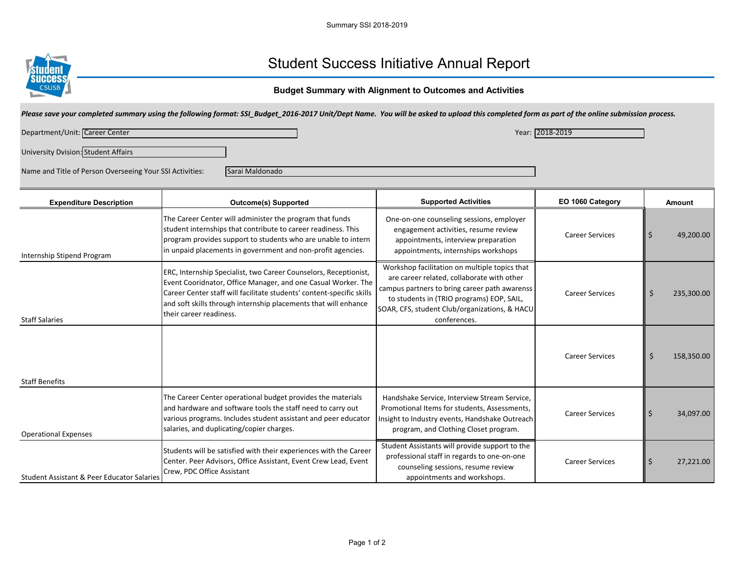# Student Success Initiative Annual Report

### Budget Summary with Alignment to Outcomes and Activities

***Please save your completed summary using the following format: SSI_Budget_2016-2017 Unit/Dept Name. You will be asked to upload this completed form as part of the online submission process.***

Department/Unit: Career Center

Year: 2018-2019

University Dvision: Student Affairs

Name and Title of Person Overseeing Your SSI Activities: Sarai Maldonado

| Expenditure Description | Outcome(s) Supported | Supported Activities | EO 1060 Category | Amount |
|---|---|---|---|---|
| Internship Stipend Program | The Career Center will administer the program that funds student internships that contribute to career readiness. This program provides support to students who are unable to intern in unpaid placements in government and non-profit agencies. | One-on-one counseling sessions, employer engagement activities, resume review appointments, interview preparation appointments, internships workshops | Career Services | $ 49,200.00 |
| Staff Salaries | ERC, Internship Specialist, two Career Counselors, Receptionist, Event Cooridnator, Office Manager, and one Casual Worker. The Career Center staff will facilitate students' content-specific skills and soft skills through internship placements that will enhance their career readiness. | Workshop facilitation on multiple topics that are career related, collaborate with other campus partners to bring career path awarenss to students in (TRIO programs) EOP, SAIL, SOAR, CFS, student Club/organizations, & HACU conferences. | Career Services | $ 235,300.00 |
| Staff Benefits | | | Career Services | $ 158,350.00 |
| Operational Expenses | The Career Center operational budget provides the materials and hardware and software tools the staff need to carry out various programs. Includes student assistant and peer educator salaries, and duplicating/copier charges. | Handshake Service, Interview Stream Service, Promotional Items for students, Assessments, Insight to Industry events, Handshake Outreach program, and Clothing Closet program. | Career Services | $ 34,097.00 |
| Student Assistant & Peer Educator Salaries | Students will be satisfied with their experiences with the Career Center. Peer Advisors, Office Assistant, Event Crew Lead, Event Crew, PDC Office Assistant | Student Assistants will provide support to the professional staff in regards to one-on-one counseling sessions, resume review appointments and workshops. | Career Services | $ 27,221.00 |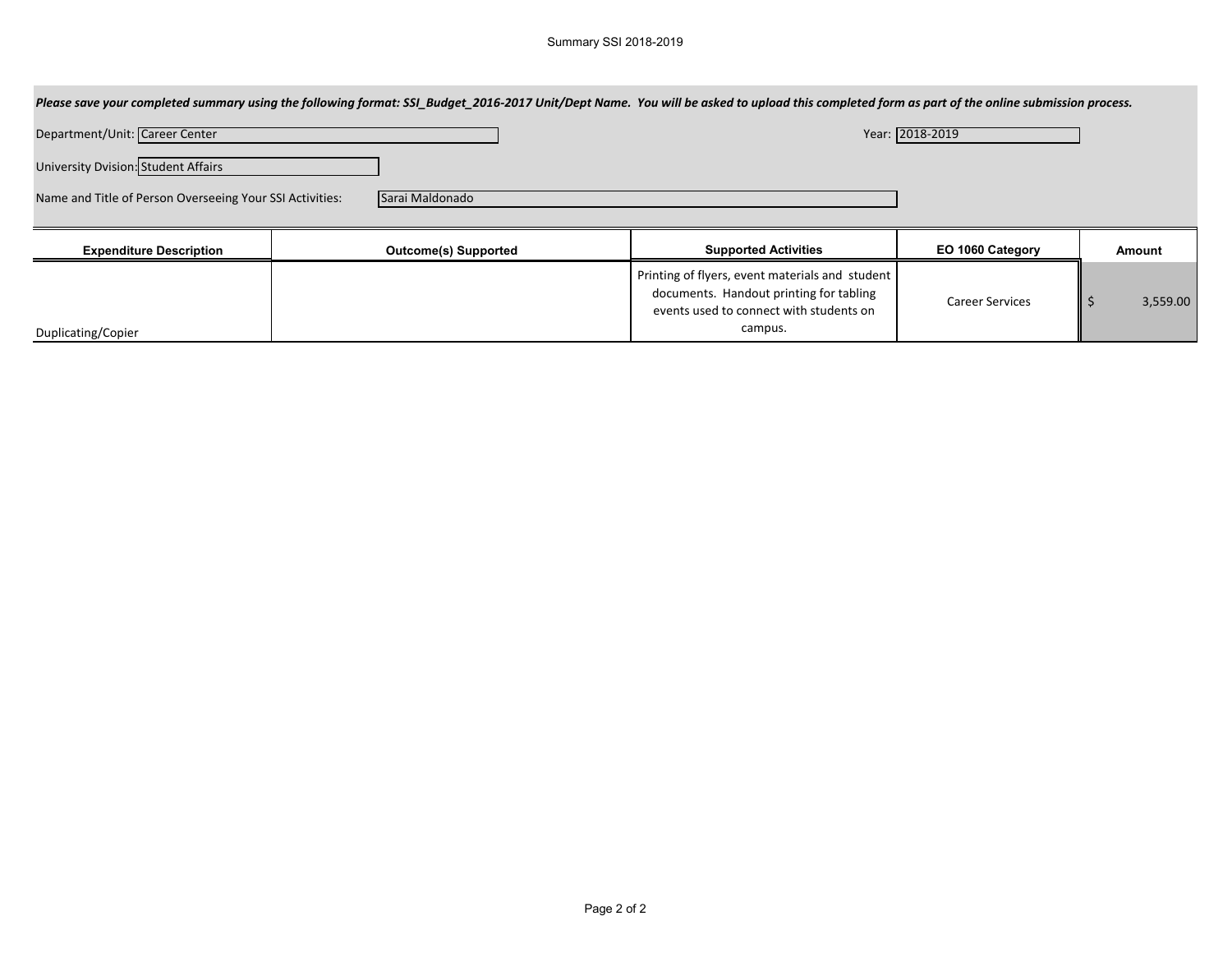# Summary SSI 2018-2019

***Please save your completed summary using the following format: SSI_Budget_2016-2017 Unit/Dept Name. You will be asked to upload this completed form as part of the online submission process.***

Department/Unit: Career Center

Year: 2018-2019

University Dvision: Student Affairs

Name and Title of Person Overseeing Your SSI Activities: Sarai Maldonado

| Expenditure Description | Outcome(s) Supported | Supported Activities | EO 1060 Category | Amount |
|---|---|---|---|---|
| Duplicating/Copier | | Printing of flyers, event materials and student documents. Handout printing for tabling events used to connect with students on campus. | Career Services | $ 3,559.00 |